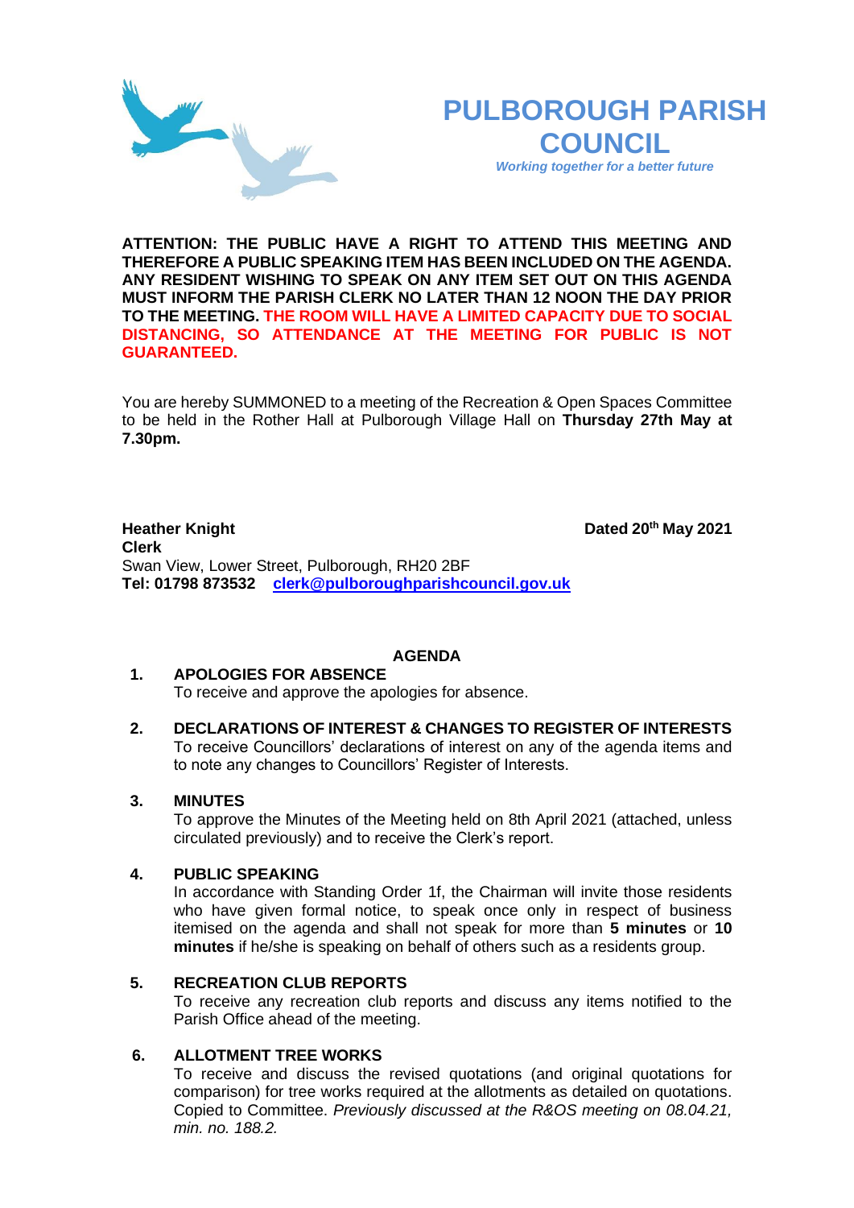# PULBOROUGH PARISH COUNCIL

*Working together for a better future*

**ATTENTION: THE PUBLIC HAVE A RIGHT TO ATTEND THIS MEETING AND THEREFORE A PUBLIC SPEAKING ITEM HAS BEEN INCLUDED ON THE AGENDA. ANY RESIDENT WISHING TO SPEAK ON ANY ITEM SET OUT ON THIS AGENDA MUST INFORM THE PARISH CLERK NO LATER THAN 12 NOON THE DAY PRIOR TO THE MEETING. THE ROOM WILL HAVE A LIMITED CAPACITY DUE TO SOCIAL DISTANCING, SO ATTENDANCE AT THE MEETING FOR PUBLIC IS NOT GUARANTEED.**

You are hereby SUMMONED to a meeting of the Recreation & Open Spaces Committee to be held in the Rother Hall at Pulborough Village Hall on **Thursday 27th May at 7.30pm.**

**Heather Knight** **Dated 20th May 2021**
**Clerk**
Swan View, Lower Street, Pulborough, RH20 2BF
**Tel: 01798 873532** **clerk@pulboroughparishcouncil.gov.uk**

## AGENDA

**1. APOLOGIES FOR ABSENCE**
To receive and approve the apologies for absence.

**2. DECLARATIONS OF INTEREST & CHANGES TO REGISTER OF INTERESTS**
To receive Councillors' declarations of interest on any of the agenda items and to note any changes to Councillors' Register of Interests.

**3. MINUTES**
To approve the Minutes of the Meeting held on 8th April 2021 (attached, unless circulated previously) and to receive the Clerk's report.

**4. PUBLIC SPEAKING**
In accordance with Standing Order 1f, the Chairman will invite those residents who have given formal notice, to speak once only in respect of business itemised on the agenda and shall not speak for more than **5 minutes** or **10 minutes** if he/she is speaking on behalf of others such as a residents group.

**5. RECREATION CLUB REPORTS**
To receive any recreation club reports and discuss any items notified to the Parish Office ahead of the meeting.

**6. ALLOTMENT TREE WORKS**
To receive and discuss the revised quotations (and original quotations for comparison) for tree works required at the allotments as detailed on quotations. Copied to Committee. *Previously discussed at the R&OS meeting on 08.04.21, min. no. 188.2.*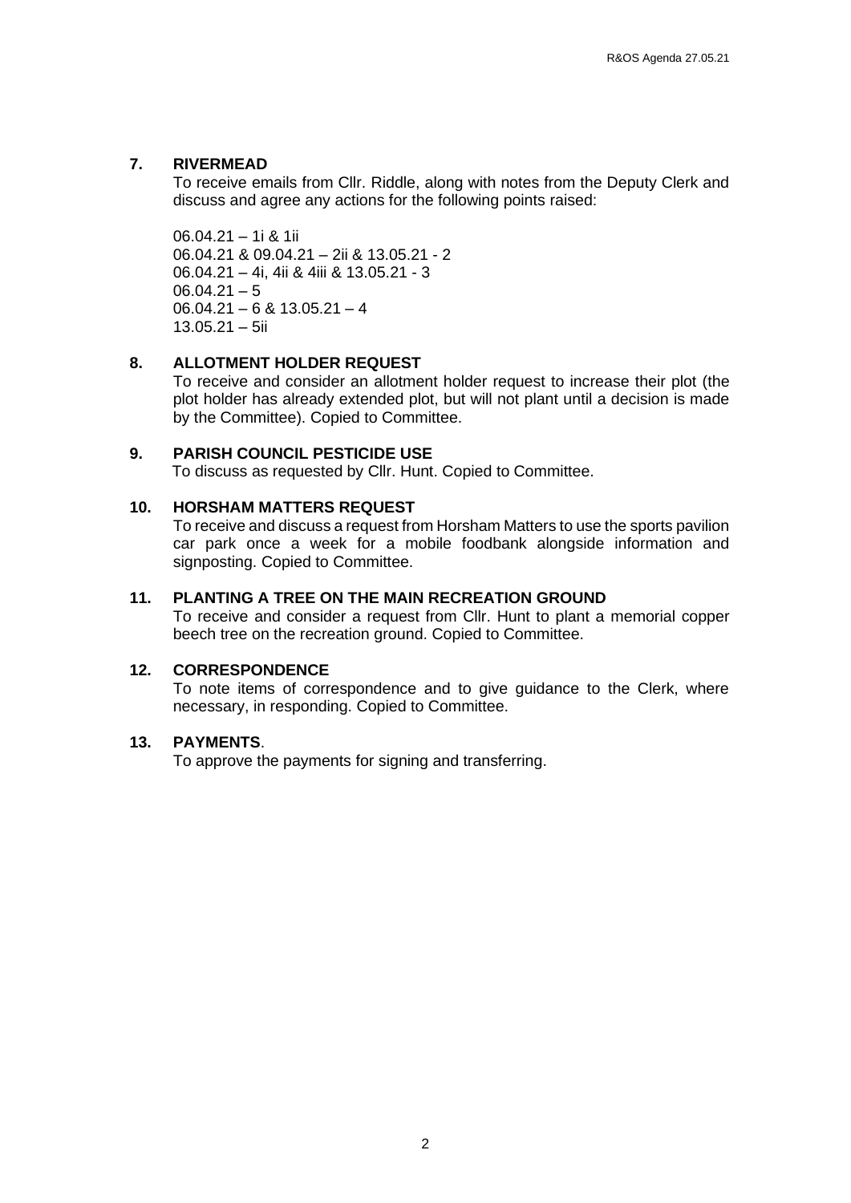## 7. RIVERMEAD

To receive emails from Cllr. Riddle, along with notes from the Deputy Clerk and discuss and agree any actions for the following points raised:

06.04.21 – 1i & 1ii
06.04.21 & 09.04.21 – 2ii & 13.05.21 - 2
06.04.21 – 4i, 4ii & 4iii & 13.05.21 - 3
06.04.21 – 5
06.04.21 – 6 & 13.05.21 – 4
13.05.21 – 5ii

## 8. ALLOTMENT HOLDER REQUEST

To receive and consider an allotment holder request to increase their plot (the plot holder has already extended plot, but will not plant until a decision is made by the Committee). Copied to Committee.

## 9. PARISH COUNCIL PESTICIDE USE

To discuss as requested by Cllr. Hunt. Copied to Committee.

## 10. HORSHAM MATTERS REQUEST

To receive and discuss a request from Horsham Matters to use the sports pavilion car park once a week for a mobile foodbank alongside information and signposting. Copied to Committee.

## 11. PLANTING A TREE ON THE MAIN RECREATION GROUND

To receive and consider a request from Cllr. Hunt to plant a memorial copper beech tree on the recreation ground. Copied to Committee.

## 12. CORRESPONDENCE

To note items of correspondence and to give guidance to the Clerk, where necessary, in responding. Copied to Committee.

## 13. PAYMENTS.

To approve the payments for signing and transferring.